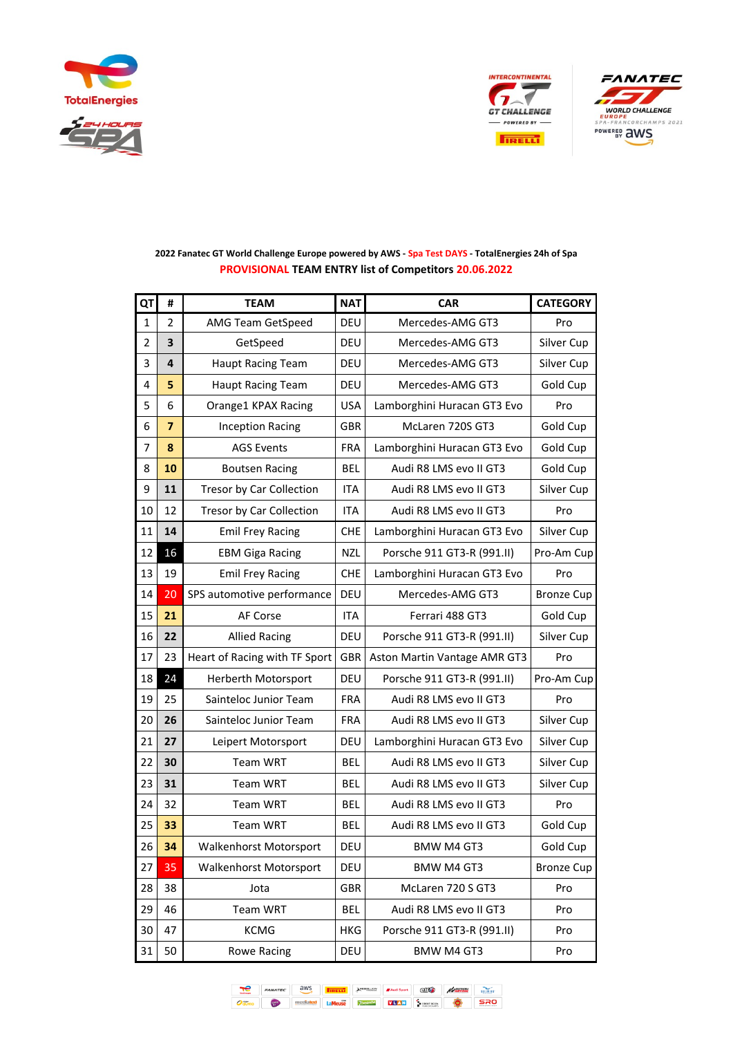2022 Fanatec GT World Challenge Europe powered by AWS - Spa Test DAYS - TotalEnergies 24h of Spa

**PROVISIONAL TEAM ENTRY list of Competitors 20.06.2022**

| QT | # | TEAM | NAT | CAR | CATEGORY |
|---|---|---|---|---|---|
| 1 | 2 | AMG Team GetSpeed | DEU | Mercedes-AMG GT3 | Pro |
| 2 | 3 | GetSpeed | DEU | Mercedes-AMG GT3 | Silver Cup |
| 3 | 4 | Haupt Racing Team | DEU | Mercedes-AMG GT3 | Silver Cup |
| 4 | 5 | Haupt Racing Team | DEU | Mercedes-AMG GT3 | Gold Cup |
| 5 | 6 | Orange1 KPAX Racing | USA | Lamborghini Huracan GT3 Evo | Pro |
| 6 | 7 | Inception Racing | GBR | McLaren 720S GT3 | Gold Cup |
| 7 | 8 | AGS Events | FRA | Lamborghini Huracan GT3 Evo | Gold Cup |
| 8 | 10 | Boutsen Racing | BEL | Audi R8 LMS evo II GT3 | Gold Cup |
| 9 | 11 | Tresor by Car Collection | ITA | Audi R8 LMS evo II GT3 | Silver Cup |
| 10 | 12 | Tresor by Car Collection | ITA | Audi R8 LMS evo II GT3 | Pro |
| 11 | 14 | Emil Frey Racing | CHE | Lamborghini Huracan GT3 Evo | Silver Cup |
| 12 | 16 | EBM Giga Racing | NZL | Porsche 911 GT3-R (991.II) | Pro-Am Cup |
| 13 | 19 | Emil Frey Racing | CHE | Lamborghini Huracan GT3 Evo | Pro |
| 14 | 20 | SPS automotive performance | DEU | Mercedes-AMG GT3 | Bronze Cup |
| 15 | 21 | AF Corse | ITA | Ferrari 488 GT3 | Gold Cup |
| 16 | 22 | Allied Racing | DEU | Porsche 911 GT3-R (991.II) | Silver Cup |
| 17 | 23 | Heart of Racing with TF Sport | GBR | Aston Martin Vantage AMR GT3 | Pro |
| 18 | 24 | Herberth Motorsport | DEU | Porsche 911 GT3-R (991.II) | Pro-Am Cup |
| 19 | 25 | Sainteloc Junior Team | FRA | Audi R8 LMS evo II GT3 | Pro |
| 20 | 26 | Sainteloc Junior Team | FRA | Audi R8 LMS evo II GT3 | Silver Cup |
| 21 | 27 | Leipert Motorsport | DEU | Lamborghini Huracan GT3 Evo | Silver Cup |
| 22 | 30 | Team WRT | BEL | Audi R8 LMS evo II GT3 | Silver Cup |
| 23 | 31 | Team WRT | BEL | Audi R8 LMS evo II GT3 | Silver Cup |
| 24 | 32 | Team WRT | BEL | Audi R8 LMS evo II GT3 | Pro |
| 25 | 33 | Team WRT | BEL | Audi R8 LMS evo II GT3 | Gold Cup |
| 26 | 34 | Walkenhorst Motorsport | DEU | BMW M4 GT3 | Gold Cup |
| 27 | 35 | Walkenhorst Motorsport | DEU | BMW M4 GT3 | Bronze Cup |
| 28 | 38 | Jota | GBR | McLaren 720 S GT3 | Pro |
| 29 | 46 | Team WRT | BEL | Audi R8 LMS evo II GT3 | Pro |
| 30 | 47 | KCMG | HKG | Porsche 911 GT3-R (991.II) | Pro |
| 31 | 50 | Rowe Racing | DEU | BMW M4 GT3 | Pro |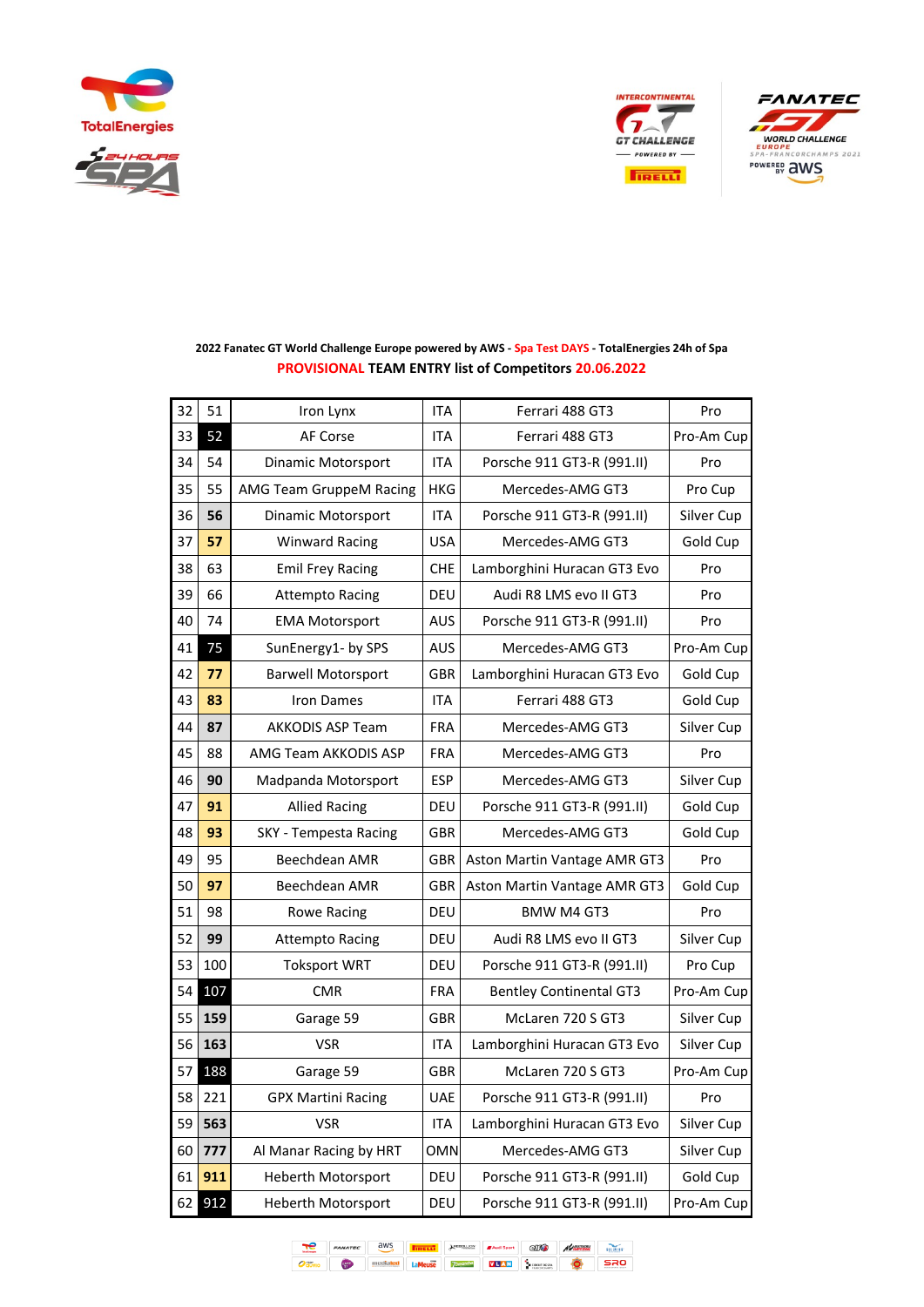2022 Fanatec GT World Challenge Europe powered by AWS - Spa Test DAYS - TotalEnergies 24h of Spa

**PROVISIONAL TEAM ENTRY list of Competitors 20.06.2022**

| | | | | | |
|---|---|---|---|---|---|
| 32 | 51 | Iron Lynx | ITA | Ferrari 488 GT3 | Pro |
| 33 | 52 | AF Corse | ITA | Ferrari 488 GT3 | Pro-Am Cup |
| 34 | 54 | Dinamic Motorsport | ITA | Porsche 911 GT3-R (991.II) | Pro |
| 35 | 55 | AMG Team GruppeM Racing | HKG | Mercedes-AMG GT3 | Pro Cup |
| 36 | 56 | Dinamic Motorsport | ITA | Porsche 911 GT3-R (991.II) | Silver Cup |
| 37 | 57 | Winward Racing | USA | Mercedes-AMG GT3 | Gold Cup |
| 38 | 63 | Emil Frey Racing | CHE | Lamborghini Huracan GT3 Evo | Pro |
| 39 | 66 | Attempto Racing | DEU | Audi R8 LMS evo II GT3 | Pro |
| 40 | 74 | EMA Motorsport | AUS | Porsche 911 GT3-R (991.II) | Pro |
| 41 | 75 | SunEnergy1- by SPS | AUS | Mercedes-AMG GT3 | Pro-Am Cup |
| 42 | 77 | Barwell Motorsport | GBR | Lamborghini Huracan GT3 Evo | Gold Cup |
| 43 | 83 | Iron Dames | ITA | Ferrari 488 GT3 | Gold Cup |
| 44 | 87 | AKKODIS ASP Team | FRA | Mercedes-AMG GT3 | Silver Cup |
| 45 | 88 | AMG Team AKKODIS ASP | FRA | Mercedes-AMG GT3 | Pro |
| 46 | 90 | Madpanda Motorsport | ESP | Mercedes-AMG GT3 | Silver Cup |
| 47 | 91 | Allied Racing | DEU | Porsche 911 GT3-R (991.II) | Gold Cup |
| 48 | 93 | SKY - Tempesta Racing | GBR | Mercedes-AMG GT3 | Gold Cup |
| 49 | 95 | Beechdean AMR | GBR | Aston Martin Vantage AMR GT3 | Pro |
| 50 | 97 | Beechdean AMR | GBR | Aston Martin Vantage AMR GT3 | Gold Cup |
| 51 | 98 | Rowe Racing | DEU | BMW M4 GT3 | Pro |
| 52 | 99 | Attempto Racing | DEU | Audi R8 LMS evo II GT3 | Silver Cup |
| 53 | 100 | Toksport WRT | DEU | Porsche 911 GT3-R (991.II) | Pro Cup |
| 54 | 107 | CMR | FRA | Bentley Continental GT3 | Pro-Am Cup |
| 55 | 159 | Garage 59 | GBR | McLaren 720 S GT3 | Silver Cup |
| 56 | 163 | VSR | ITA | Lamborghini Huracan GT3 Evo | Silver Cup |
| 57 | 188 | Garage 59 | GBR | McLaren 720 S GT3 | Pro-Am Cup |
| 58 | 221 | GPX Martini Racing | UAE | Porsche 911 GT3-R (991.II) | Pro |
| 59 | 563 | VSR | ITA | Lamborghini Huracan GT3 Evo | Silver Cup |
| 60 | 777 | Al Manar Racing by HRT | OMN | Mercedes-AMG GT3 | Silver Cup |
| 61 | 911 | Heberth Motorsport | DEU | Porsche 911 GT3-R (991.II) | Gold Cup |
| 62 | 912 | Heberth Motorsport | DEU | Porsche 911 GT3-R (991.II) | Pro-Am Cup |